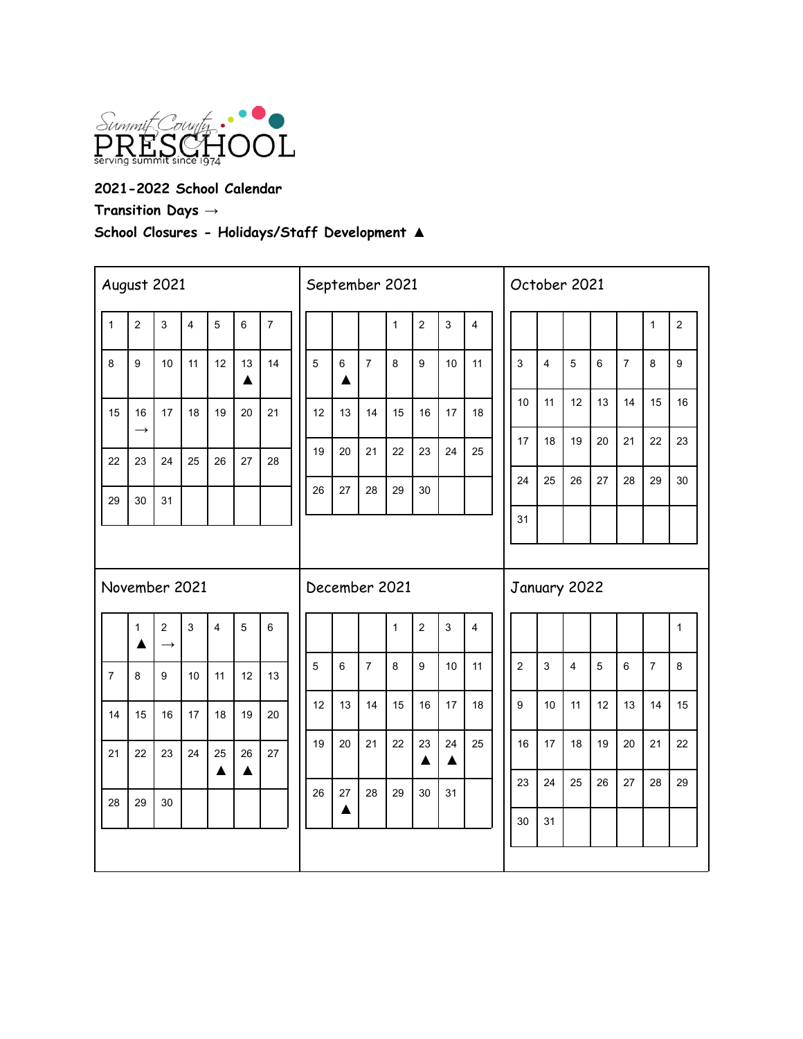Summit County PRESCHOOL
serving summit since 1974

**2021-2022 School Calendar**

**Transition Days →**

**School Closures - Holidays/Staff Development ▲**

## August 2021

| | | | | | | |
|---|---|---|---|---|---|---|
| 1 | 2 | 3 | 4 | 5 | 6 | 7 |
| 8 | 9 | 10 | 11 | 12 | 13 ▲ | 14 |
| 15 | 16 → | 17 | 18 | 19 | 20 | 21 |
| 22 | 23 | 24 | 25 | 26 | 27 | 28 |
| 29 | 30 | 31 | | | | |

## September 2021

| | | | | | | |
|---|---|---|---|---|---|---|
| | | | 1 | 2 | 3 | 4 |
| 5 | 6 ▲ | 7 | 8 | 9 | 10 | 11 |
| 12 | 13 | 14 | 15 | 16 | 17 | 18 |
| 19 | 20 | 21 | 22 | 23 | 24 | 25 |
| 26 | 27 | 28 | 29 | 30 | | |

## October 2021

| | | | | | | |
|---|---|---|---|---|---|---|
| | | | | | 1 | 2 |
| 3 | 4 | 5 | 6 | 7 | 8 | 9 |
| 10 | 11 | 12 | 13 | 14 | 15 | 16 |
| 17 | 18 | 19 | 20 | 21 | 22 | 23 |
| 24 | 25 | 26 | 27 | 28 | 29 | 30 |
| 31 | | | | | | |

## November 2021

| | | | | | | |
|---|---|---|---|---|---|---|
| | 1 ▲ | 2 → | 3 | 4 | 5 | 6 |
| 7 | 8 | 9 | 10 | 11 | 12 | 13 |
| 14 | 15 | 16 | 17 | 18 | 19 | 20 |
| 21 | 22 | 23 | 24 | 25 ▲ | 26 ▲ | 27 |
| 28 | 29 | 30 | | | | |

## December 2021

| | | | | | | |
|---|---|---|---|---|---|---|
| | | | 1 | 2 | 3 | 4 |
| 5 | 6 | 7 | 8 | 9 | 10 | 11 |
| 12 | 13 | 14 | 15 | 16 | 17 | 18 |
| 19 | 20 | 21 | 22 | 23 ▲ | 24 ▲ | 25 |
| 26 | 27 ▲ | 28 | 29 | 30 | 31 | |

## January 2022

| | | | | | | |
|---|---|---|---|---|---|---|
| | | | | | | 1 |
| 2 | 3 | 4 | 5 | 6 | 7 | 8 |
| 9 | 10 | 11 | 12 | 13 | 14 | 15 |
| 16 | 17 | 18 | 19 | 20 | 21 | 22 |
| 23 | 24 | 25 | 26 | 27 | 28 | 29 |
| 30 | 31 | | | | | |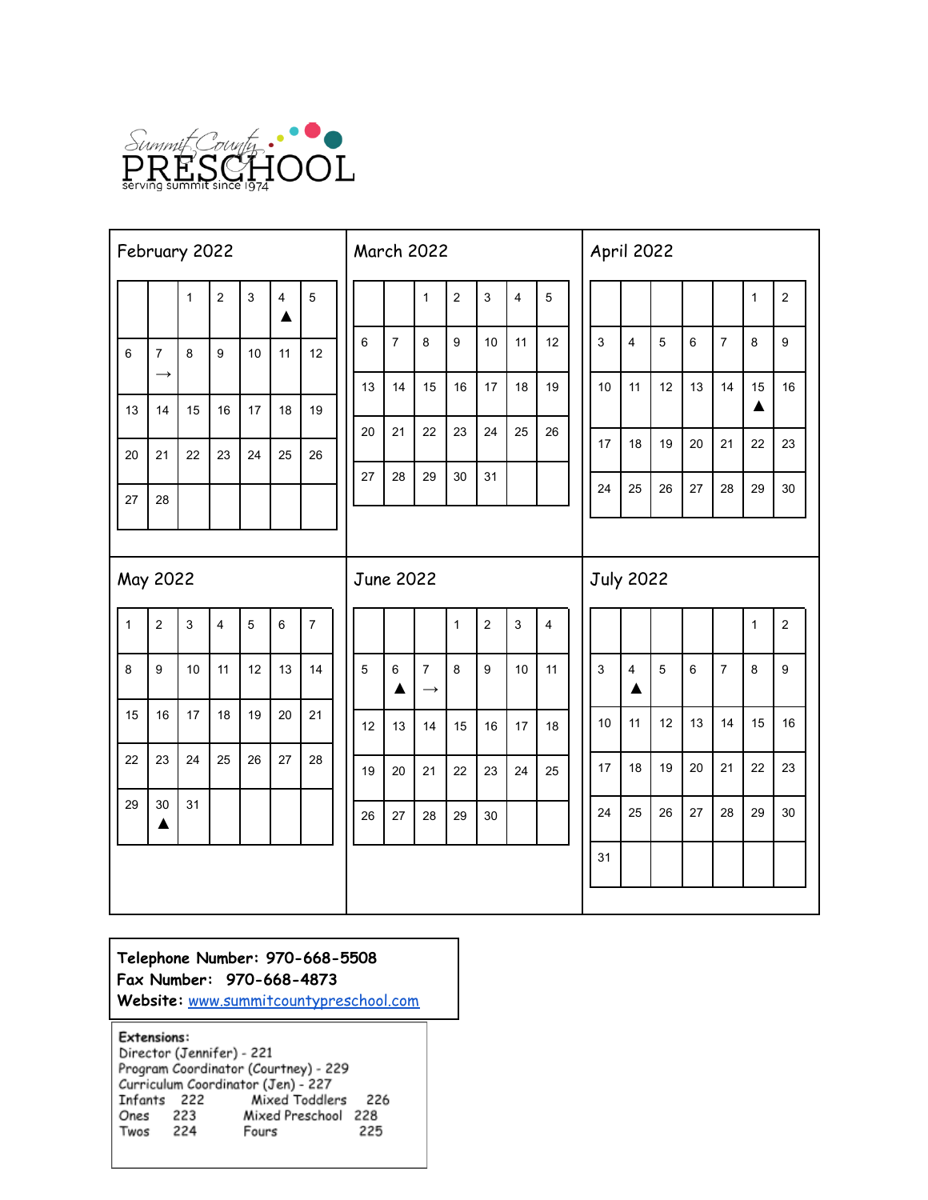Summit County PRESCHOOL
serving summit since 1974

## February 2022

| | | | | | | |
|---|---|---|---|---|---|---|
| | | 1 | 2 | 3 | 4 ▲ | 5 |
| 6 | 7 → | 8 | 9 | 10 | 11 | 12 |
| 13 | 14 | 15 | 16 | 17 | 18 | 19 |
| 20 | 21 | 22 | 23 | 24 | 25 | 26 |
| 27 | 28 | | | | | |

## March 2022

| | | | | | | |
|---|---|---|---|---|---|---|
| | | 1 | 2 | 3 | 4 | 5 |
| 6 | 7 | 8 | 9 | 10 | 11 | 12 |
| 13 | 14 | 15 | 16 | 17 | 18 | 19 |
| 20 | 21 | 22 | 23 | 24 | 25 | 26 |
| 27 | 28 | 29 | 30 | 31 | | |

## April 2022

| | | | | | | |
|---|---|---|---|---|---|---|
| | | | | | 1 | 2 |
| 3 | 4 | 5 | 6 | 7 | 8 | 9 |
| 10 | 11 | 12 | 13 | 14 | 15 ▲ | 16 |
| 17 | 18 | 19 | 20 | 21 | 22 | 23 |
| 24 | 25 | 26 | 27 | 28 | 29 | 30 |

## May 2022

| | | | | | | |
|---|---|---|---|---|---|---|
| 1 | 2 | 3 | 4 | 5 | 6 | 7 |
| 8 | 9 | 10 | 11 | 12 | 13 | 14 |
| 15 | 16 | 17 | 18 | 19 | 20 | 21 |
| 22 | 23 | 24 | 25 | 26 | 27 | 28 |
| 29 | 30 ▲ | 31 | | | | |

## June 2022

| | | | | | | |
|---|---|---|---|---|---|---|
| | | | 1 | 2 | 3 | 4 |
| 5 | 6 ▲ | 7 → | 8 | 9 | 10 | 11 |
| 12 | 13 | 14 | 15 | 16 | 17 | 18 |
| 19 | 20 | 21 | 22 | 23 | 24 | 25 |
| 26 | 27 | 28 | 29 | 30 | | |

## July 2022

| | | | | | | |
|---|---|---|---|---|---|---|
| | | | | | 1 | 2 |
| 3 | 4 ▲ | 5 | 6 | 7 | 8 | 9 |
| 10 | 11 | 12 | 13 | 14 | 15 | 16 |
| 17 | 18 | 19 | 20 | 21 | 22 | 23 |
| 24 | 25 | 26 | 27 | 28 | 29 | 30 |
| 31 | | | | | | |

**Telephone Number:** 970-668-5508
**Fax Number:** 970-668-4873
**Website:** [www.summitcountypreschool.com](http://www.summitcountypreschool.com)

**Extensions:**
Director (Jennifer) - 221
Program Coordinator (Courtney) - 229
Curriculum Coordinator (Jen) - 227

| | | | |
|---|---|---|---|
| Infants | 222 | Mixed Toddlers | 226 |
| Ones | 223 | Mixed Preschool | 228 |
| Twos | 224 | Fours | 225 |